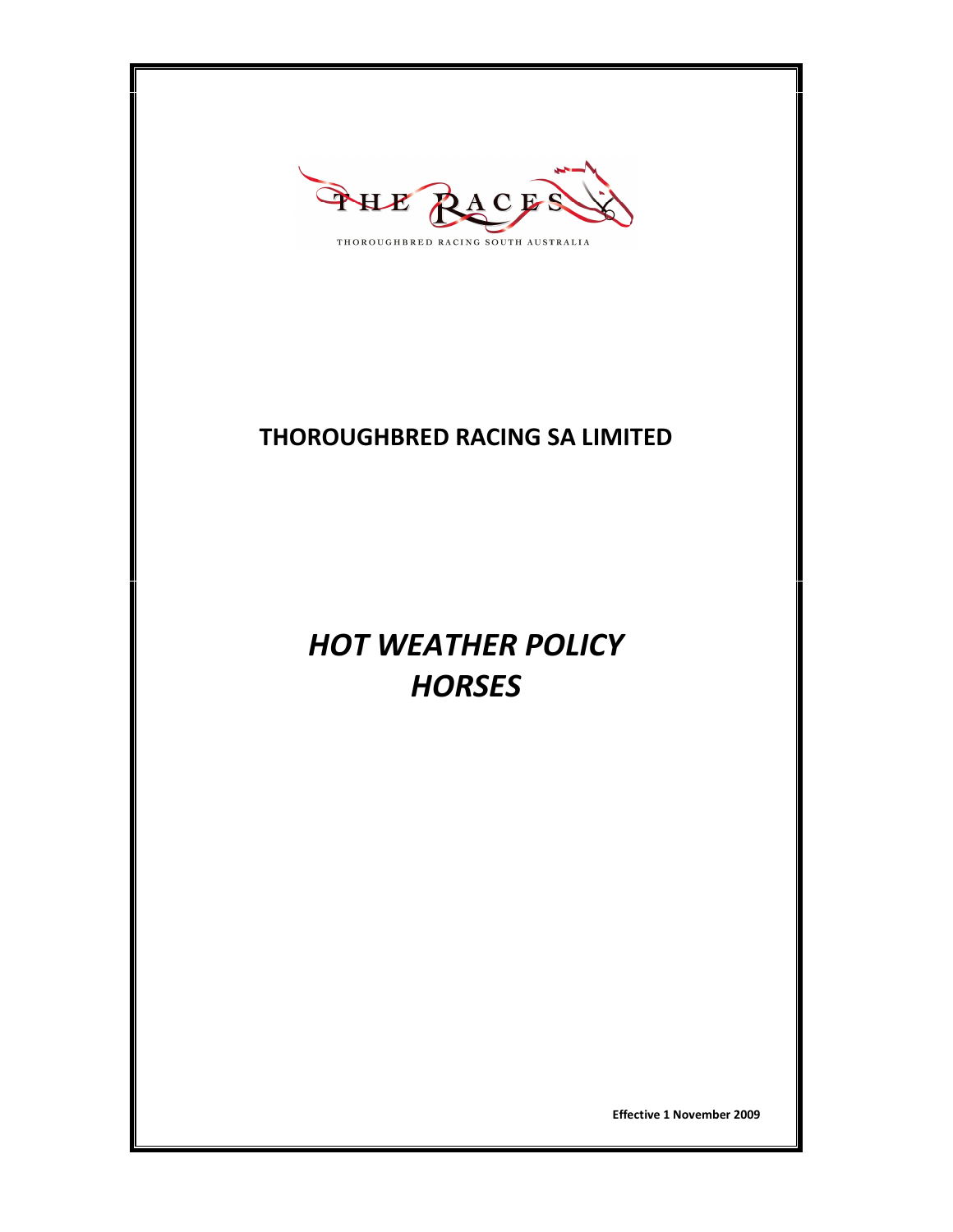THE RACES

THOROUGHBRED RACING SOUTH AUSTRALIA

# THOROUGHBRED RACING SA LIMITED

# *HOT WEATHER POLICY*
# *HORSES*

**Effective 1 November 2009**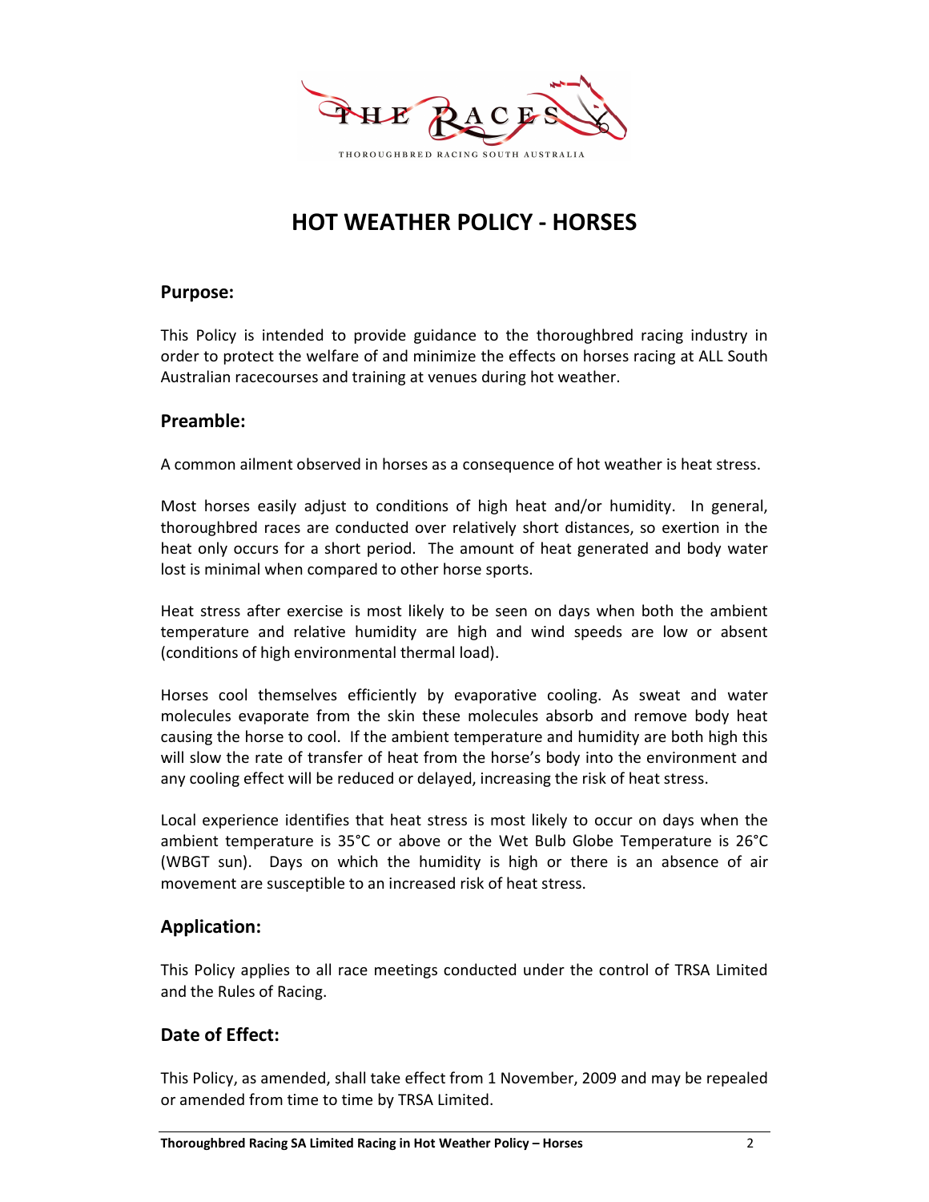# HOT WEATHER POLICY - HORSES

## Purpose:

This Policy is intended to provide guidance to the thoroughbred racing industry in order to protect the welfare of and minimize the effects on horses racing at ALL South Australian racecourses and training at venues during hot weather.

## Preamble:

A common ailment observed in horses as a consequence of hot weather is heat stress.

Most horses easily adjust to conditions of high heat and/or humidity. In general, thoroughbred races are conducted over relatively short distances, so exertion in the heat only occurs for a short period. The amount of heat generated and body water lost is minimal when compared to other horse sports.

Heat stress after exercise is most likely to be seen on days when both the ambient temperature and relative humidity are high and wind speeds are low or absent (conditions of high environmental thermal load).

Horses cool themselves efficiently by evaporative cooling. As sweat and water molecules evaporate from the skin these molecules absorb and remove body heat causing the horse to cool. If the ambient temperature and humidity are both high this will slow the rate of transfer of heat from the horse's body into the environment and any cooling effect will be reduced or delayed, increasing the risk of heat stress.

Local experience identifies that heat stress is most likely to occur on days when the ambient temperature is 35°C or above or the Wet Bulb Globe Temperature is 26°C (WBGT sun). Days on which the humidity is high or there is an absence of air movement are susceptible to an increased risk of heat stress.

## Application:

This Policy applies to all race meetings conducted under the control of TRSA Limited and the Rules of Racing.

## Date of Effect:

This Policy, as amended, shall take effect from 1 November, 2009 and may be repealed or amended from time to time by TRSA Limited.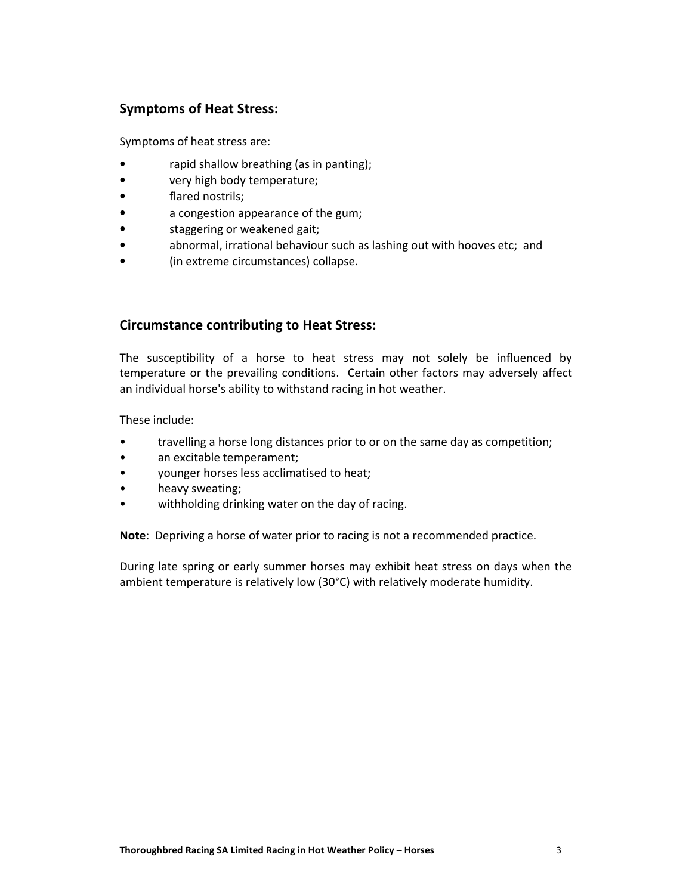## Symptoms of Heat Stress:

Symptoms of heat stress are:

- rapid shallow breathing (as in panting);
- very high body temperature;
- flared nostrils;
- a congestion appearance of the gum;
- staggering or weakened gait;
- abnormal, irrational behaviour such as lashing out with hooves etc; and
- (in extreme circumstances) collapse.

## Circumstance contributing to Heat Stress:

The susceptibility of a horse to heat stress may not solely be influenced by temperature or the prevailing conditions. Certain other factors may adversely affect an individual horse's ability to withstand racing in hot weather.

These include:

- travelling a horse long distances prior to or on the same day as competition;
- an excitable temperament;
- younger horses less acclimatised to heat;
- heavy sweating;
- withholding drinking water on the day of racing.

**Note**: Depriving a horse of water prior to racing is not a recommended practice.

During late spring or early summer horses may exhibit heat stress on days when the ambient temperature is relatively low (30°C) with relatively moderate humidity.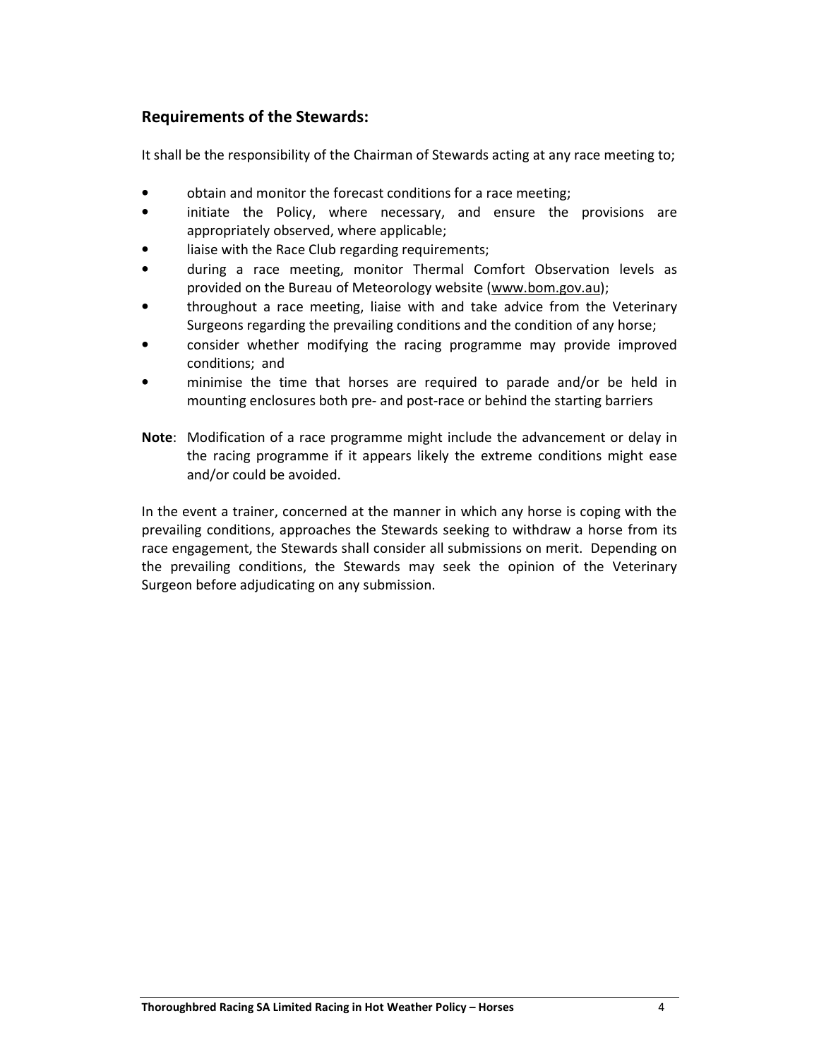## Requirements of the Stewards:

It shall be the responsibility of the Chairman of Stewards acting at any race meeting to;

- obtain and monitor the forecast conditions for a race meeting;
- initiate the Policy, where necessary, and ensure the provisions are appropriately observed, where applicable;
- liaise with the Race Club regarding requirements;
- during a race meeting, monitor Thermal Comfort Observation levels as provided on the Bureau of Meteorology website (www.bom.gov.au);
- throughout a race meeting, liaise with and take advice from the Veterinary Surgeons regarding the prevailing conditions and the condition of any horse;
- consider whether modifying the racing programme may provide improved conditions; and
- minimise the time that horses are required to parade and/or be held in mounting enclosures both pre- and post-race or behind the starting barriers

**Note**: Modification of a race programme might include the advancement or delay in the racing programme if it appears likely the extreme conditions might ease and/or could be avoided.

In the event a trainer, concerned at the manner in which any horse is coping with the prevailing conditions, approaches the Stewards seeking to withdraw a horse from its race engagement, the Stewards shall consider all submissions on merit. Depending on the prevailing conditions, the Stewards may seek the opinion of the Veterinary Surgeon before adjudicating on any submission.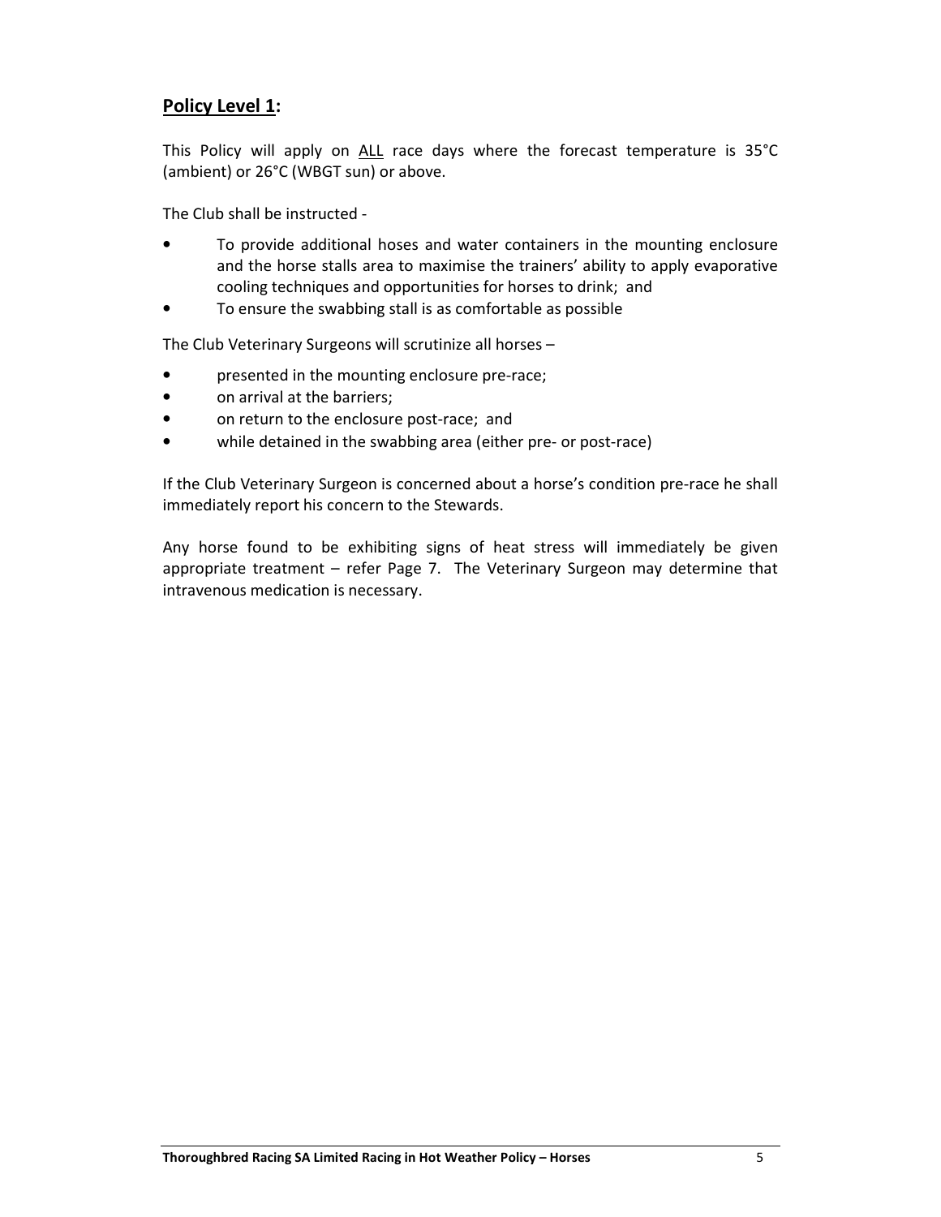## **<u>Policy Level 1</u>:**

This Policy will apply on <u>ALL</u> race days where the forecast temperature is 35°C (ambient) or 26°C (WBGT sun) or above.

The Club shall be instructed -

- To provide additional hoses and water containers in the mounting enclosure and the horse stalls area to maximise the trainers' ability to apply evaporative cooling techniques and opportunities for horses to drink; and
- To ensure the swabbing stall is as comfortable as possible

The Club Veterinary Surgeons will scrutinize all horses –

- presented in the mounting enclosure pre-race;
- on arrival at the barriers;
- on return to the enclosure post-race; and
- while detained in the swabbing area (either pre- or post-race)

If the Club Veterinary Surgeon is concerned about a horse's condition pre-race he shall immediately report his concern to the Stewards.

Any horse found to be exhibiting signs of heat stress will immediately be given appropriate treatment – refer Page 7. The Veterinary Surgeon may determine that intravenous medication is necessary.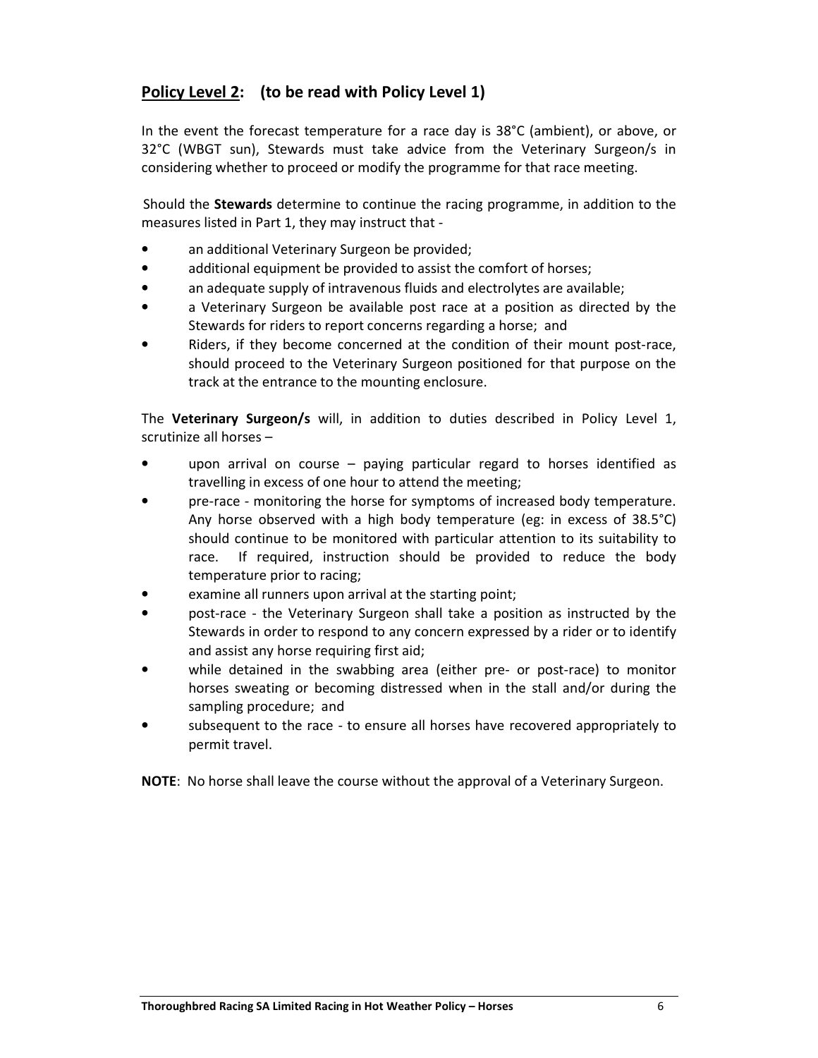## Policy Level 2: (to be read with Policy Level 1)

In the event the forecast temperature for a race day is 38°C (ambient), or above, or 32°C (WBGT sun), Stewards must take advice from the Veterinary Surgeon/s in considering whether to proceed or modify the programme for that race meeting.

Should the **Stewards** determine to continue the racing programme, in addition to the measures listed in Part 1, they may instruct that -

- an additional Veterinary Surgeon be provided;
- additional equipment be provided to assist the comfort of horses;
- an adequate supply of intravenous fluids and electrolytes are available;
- a Veterinary Surgeon be available post race at a position as directed by the Stewards for riders to report concerns regarding a horse; and
- Riders, if they become concerned at the condition of their mount post-race, should proceed to the Veterinary Surgeon positioned for that purpose on the track at the entrance to the mounting enclosure.

The **Veterinary Surgeon/s** will, in addition to duties described in Policy Level 1, scrutinize all horses –

- upon arrival on course – paying particular regard to horses identified as travelling in excess of one hour to attend the meeting;
- pre-race - monitoring the horse for symptoms of increased body temperature. Any horse observed with a high body temperature (eg: in excess of 38.5°C) should continue to be monitored with particular attention to its suitability to race. If required, instruction should be provided to reduce the body temperature prior to racing;
- examine all runners upon arrival at the starting point;
- post-race - the Veterinary Surgeon shall take a position as instructed by the Stewards in order to respond to any concern expressed by a rider or to identify and assist any horse requiring first aid;
- while detained in the swabbing area (either pre- or post-race) to monitor horses sweating or becoming distressed when in the stall and/or during the sampling procedure; and
- subsequent to the race - to ensure all horses have recovered appropriately to permit travel.

**NOTE**: No horse shall leave the course without the approval of a Veterinary Surgeon.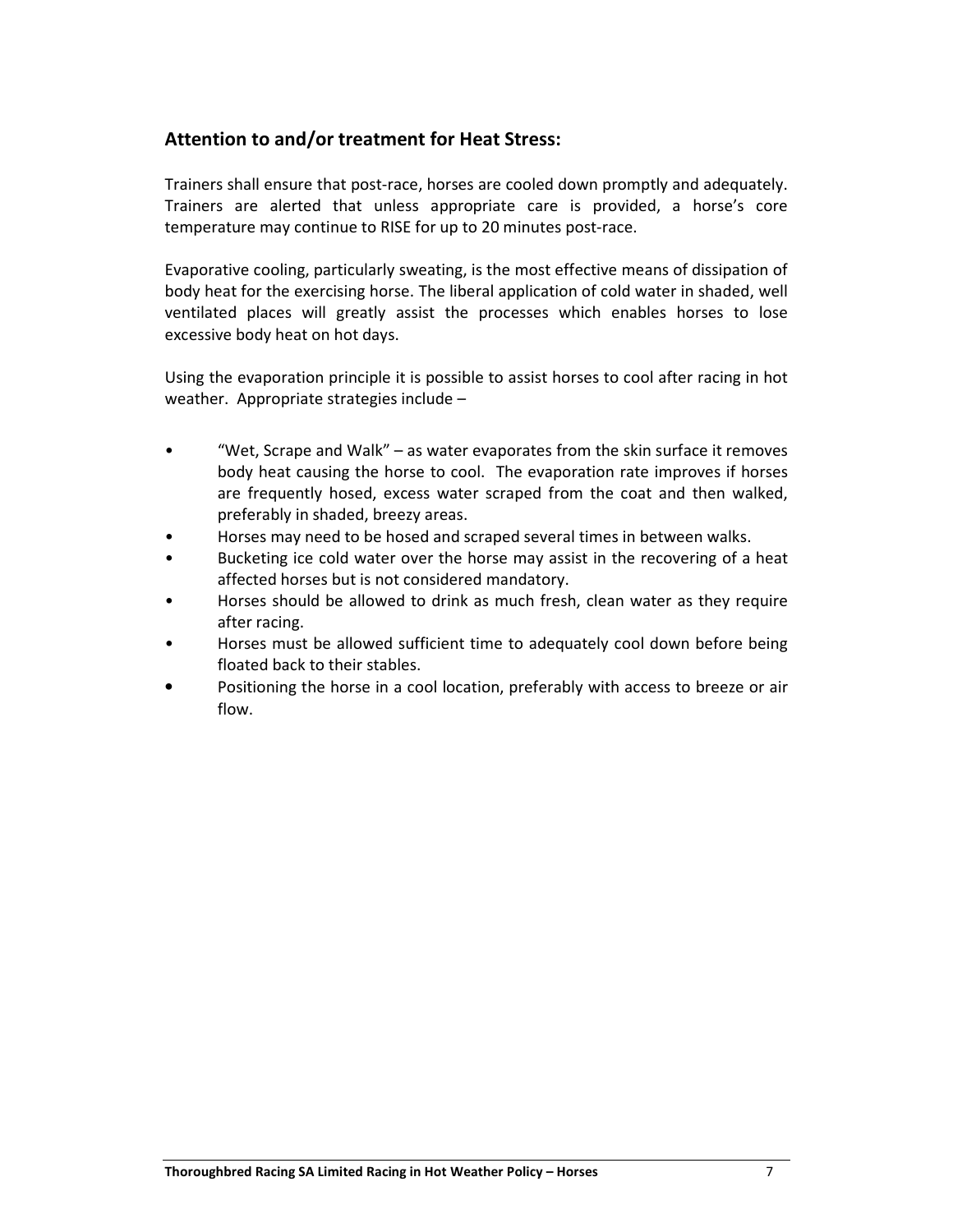## Attention to and/or treatment for Heat Stress:

Trainers shall ensure that post-race, horses are cooled down promptly and adequately. Trainers are alerted that unless appropriate care is provided, a horse's core temperature may continue to RISE for up to 20 minutes post-race.

Evaporative cooling, particularly sweating, is the most effective means of dissipation of body heat for the exercising horse. The liberal application of cold water in shaded, well ventilated places will greatly assist the processes which enables horses to lose excessive body heat on hot days.

Using the evaporation principle it is possible to assist horses to cool after racing in hot weather. Appropriate strategies include –

- "Wet, Scrape and Walk" – as water evaporates from the skin surface it removes body heat causing the horse to cool. The evaporation rate improves if horses are frequently hosed, excess water scraped from the coat and then walked, preferably in shaded, breezy areas.
- Horses may need to be hosed and scraped several times in between walks.
- Bucketing ice cold water over the horse may assist in the recovering of a heat affected horses but is not considered mandatory.
- Horses should be allowed to drink as much fresh, clean water as they require after racing.
- Horses must be allowed sufficient time to adequately cool down before being floated back to their stables.
- Positioning the horse in a cool location, preferably with access to breeze or air flow.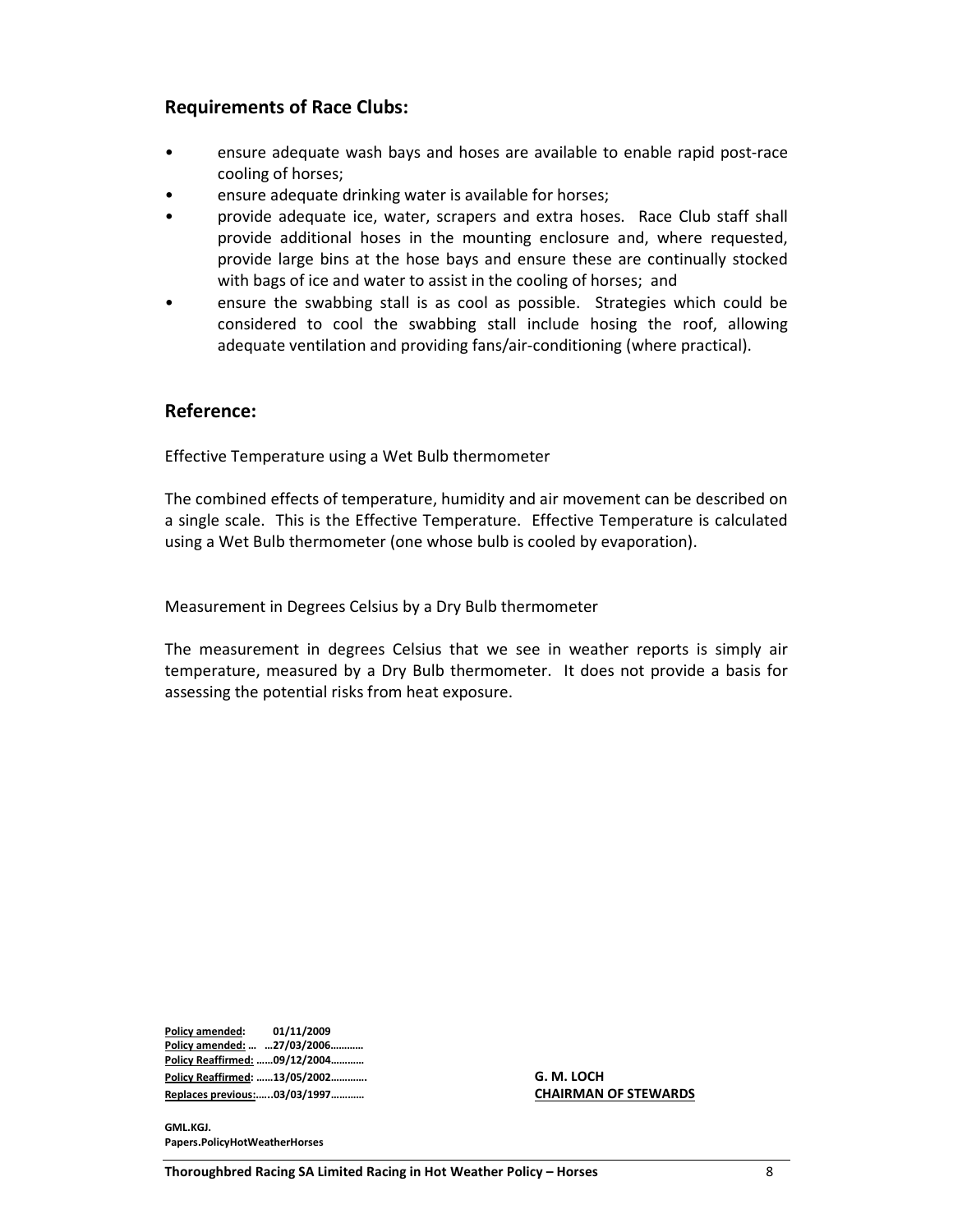## Requirements of Race Clubs:

- ensure adequate wash bays and hoses are available to enable rapid post-race cooling of horses;
- ensure adequate drinking water is available for horses;
- provide adequate ice, water, scrapers and extra hoses. Race Club staff shall provide additional hoses in the mounting enclosure and, where requested, provide large bins at the hose bays and ensure these are continually stocked with bags of ice and water to assist in the cooling of horses; and
- ensure the swabbing stall is as cool as possible. Strategies which could be considered to cool the swabbing stall include hosing the roof, allowing adequate ventilation and providing fans/air-conditioning (where practical).

## Reference:

Effective Temperature using a Wet Bulb thermometer

The combined effects of temperature, humidity and air movement can be described on a single scale. This is the Effective Temperature. Effective Temperature is calculated using a Wet Bulb thermometer (one whose bulb is cooled by evaporation).

Measurement in Degrees Celsius by a Dry Bulb thermometer

The measurement in degrees Celsius that we see in weather reports is simply air temperature, measured by a Dry Bulb thermometer. It does not provide a basis for assessing the potential risks from heat exposure.

**Policy amended: 01/11/2009**
**Policy amended: … …27/03/2006…………**
**Policy Reaffirmed: ……09/12/2004…………**
**Policy Reaffirmed: ……13/05/2002………….**
**Replaces previous:…...03/03/1997…………**

**G. M. LOCH**
**CHAIRMAN OF STEWARDS**

**GML.KGJ.**
**Papers.PolicyHotWeatherHorses**